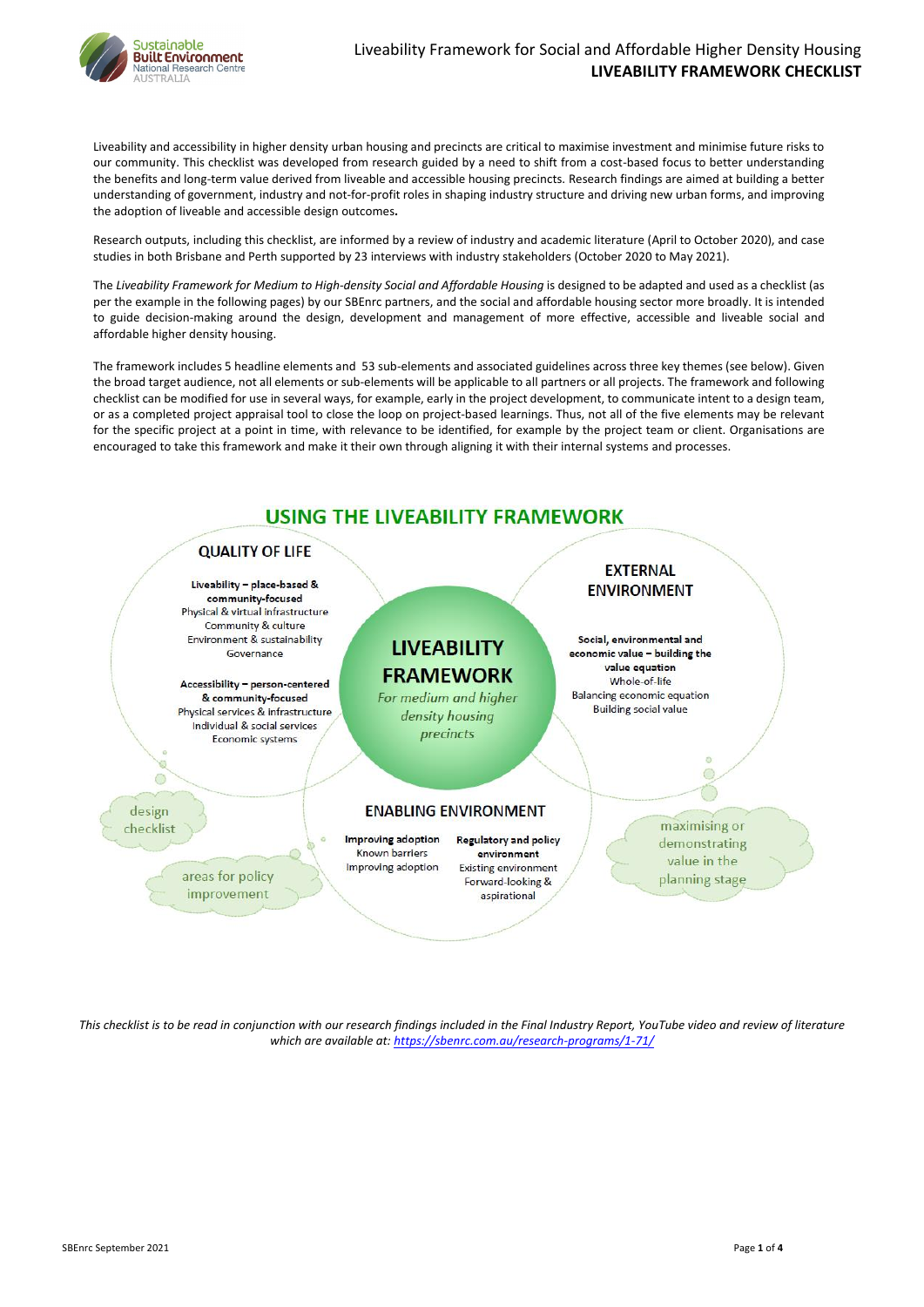# Liveability Framework for Social and Affordable Higher Density Housing

## LIVEABILITY FRAMEWORK CHECKLIST

Liveability and accessibility in higher density urban housing and precincts are critical to maximise investment and minimise future risks to our community. This checklist was developed from research guided by a need to shift from a cost-based focus to better understanding the benefits and long-term value derived from liveable and accessible housing precincts. Research findings are aimed at building a better understanding of government, industry and not-for-profit roles in shaping industry structure and driving new urban forms, and improving the adoption of liveable and accessible design outcomes.

Research outputs, including this checklist, are informed by a review of industry and academic literature (April to October 2020), and case studies in both Brisbane and Perth supported by 23 interviews with industry stakeholders (October 2020 to May 2021).

The *Liveability Framework for Medium to High-density Social and Affordable Housing* is designed to be adapted and used as a checklist (as per the example in the following pages) by our SBEnrc partners, and the social and affordable housing sector more broadly. It is intended to guide decision-making around the design, development and management of more effective, accessible and liveable social and affordable higher density housing.

The framework includes 5 headline elements and 53 sub-elements and associated guidelines across three key themes (see below). Given the broad target audience, not all elements or sub-elements will be applicable to all partners or all projects. The framework and following checklist can be modified for use in several ways, for example, early in the project development, to communicate intent to a design team, or as a completed project appraisal tool to close the loop on project-based learnings. Thus, not all of the five elements may be relevant for the specific project at a point in time, with relevance to be identified, for example by the project team or client. Organisations are encouraged to take this framework and make it their own through aligning it with their internal systems and processes.

## USING THE LIVEABILITY FRAMEWORK

**LIVEABILITY FRAMEWORK**
*For medium and higher density housing precincts*

**QUALITY OF LIFE**

**Liveability – place-based & community-focused**
- Physical & virtual infrastructure
- Community & culture
- Environment & sustainability
- Governance

**Accessibility – person-centered & community-focused**
- Physical services & infrastructure
- Individual & social services
- Economic systems

**EXTERNAL ENVIRONMENT**

**Social, environmental and economic value – building the value equation**
- Whole-of-life
- Balancing economic equation
- Building social value

**ENABLING ENVIRONMENT**

**Improving adoption**
- Known barriers
- Improving adoption

**Regulatory and policy environment**
- Existing environment
- Forward-looking & aspirational

design checklist

areas for policy improvement

maximising or demonstrating value in the planning stage

*This checklist is to be read in conjunction with our research findings included in the Final Industry Report, YouTube video and review of literature which are available at: https://sbenrc.com.au/research-programs/1-71/*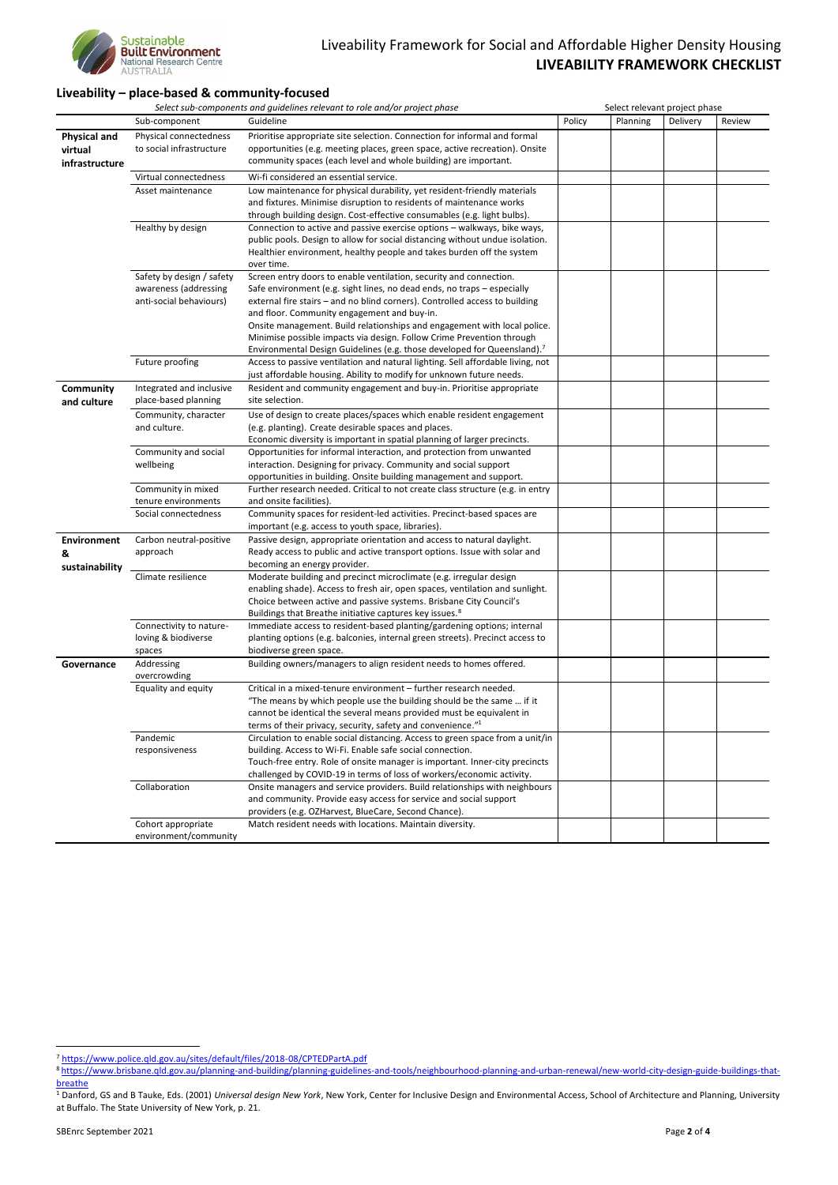## Liveability – place-based & community-focused

| | *Select sub-components and guidelines relevant to role and/or project phase* | | Select relevant project phase | | | |
|---|---|---|---|---|---|---|
| | Sub-component | Guideline | Policy | Planning | Delivery | Review |
| **Physical and virtual infrastructure** | Physical connectedness to social infrastructure | Prioritise appropriate site selection. Connection for informal and formal opportunities (e.g. meeting places, green space, active recreation). Onsite community spaces (each level and whole building) are important. | | | | |
| | Virtual connectedness | Wi-fi considered an essential service. | | | | |
| | Asset maintenance | Low maintenance for physical durability, yet resident-friendly materials and fixtures. Minimise disruption to residents of maintenance works through building design. Cost-effective consumables (e.g. light bulbs). | | | | |
| | Healthy by design | Connection to active and passive exercise options – walkways, bike ways, public pools. Design to allow for social distancing without undue isolation. Healthier environment, healthy people and takes burden off the system over time. | | | | |
| | Safety by design / safety awareness (addressing anti-social behaviours) | Screen entry doors to enable ventilation, security and connection. Safe environment (e.g. sight lines, no dead ends, no traps – especially external fire stairs – and no blind corners). Controlled access to building and floor. Community engagement and buy-in. Onsite management. Build relationships and engagement with local police. Minimise possible impacts via design. Follow Crime Prevention through Environmental Design Guidelines (e.g. those developed for Queensland).[7] | | | | |
| | Future proofing | Access to passive ventilation and natural lighting. Sell affordable living, not just affordable housing. Ability to modify for unknown future needs. | | | | |
| **Community and culture** | Integrated and inclusive place-based planning | Resident and community engagement and buy-in. Prioritise appropriate site selection. | | | | |
| | Community, character and culture. | Use of design to create places/spaces which enable resident engagement (e.g. planting). Create desirable spaces and places. Economic diversity is important in spatial planning of larger precincts. | | | | |
| | Community and social wellbeing | Opportunities for informal interaction, and protection from unwanted interaction. Designing for privacy. Community and social support opportunities in building. Onsite building management and support. | | | | |
| | Community in mixed tenure environments | Further research needed. Critical to not create class structure (e.g. in entry and onsite facilities). | | | | |
| | Social connectedness | Community spaces for resident-led activities. Precinct-based spaces are important (e.g. access to youth space, libraries). | | | | |
| **Environment & sustainability** | Carbon neutral-positive approach | Passive design, appropriate orientation and access to natural daylight. Ready access to public and active transport options. Issue with solar and becoming an energy provider. | | | | |
| | Climate resilience | Moderate building and precinct microclimate (e.g. irregular design enabling shade). Access to fresh air, open spaces, ventilation and sunlight. Choice between active and passive systems. Brisbane City Council's Buildings that Breathe initiative captures key issues.[8] | | | | |
| | Connectivity to nature-loving & biodiverse spaces | Immediate access to resident-based planting/gardening options; internal planting options (e.g. balconies, internal green streets). Precinct access to biodiverse green space. | | | | |
| **Governance** | Addressing overcrowding | Building owners/managers to align resident needs to homes offered. | | | | |
| | Equality and equity | Critical in a mixed-tenure environment – further research needed. "The means by which people use the building should be the same … if it cannot be identical the several means provided must be equivalent in terms of their privacy, security, safety and convenience."[1] | | | | |
| | Pandemic responsiveness | Circulation to enable social distancing. Access to green space from a unit/in building. Access to Wi-Fi. Enable safe social connection. Touch-free entry. Role of onsite manager is important. Inner-city precincts challenged by COVID-19 in terms of loss of workers/economic activity. | | | | |
| | Collaboration | Onsite managers and service providers. Build relationships with neighbours and community. Provide easy access for service and social support providers (e.g. OZHarvest, BlueCare, Second Chance). | | | | |
| | Cohort appropriate environment/community | Match resident needs with locations. Maintain diversity. | | | | |

[7] https://www.police.qld.gov.au/sites/default/files/2018-08/CPTEDPartA.pdf

[8] https://www.brisbane.qld.gov.au/planning-and-building/planning-guidelines-and-tools/neighbourhood-planning-and-urban-renewal/new-world-city-design-guide-buildings-that-breathe

[1] Danford, GS and B Tauke, Eds. (2001) *Universal design New York*, New York, Center for Inclusive Design and Environmental Access, School of Architecture and Planning, University at Buffalo. The State University of New York, p. 21.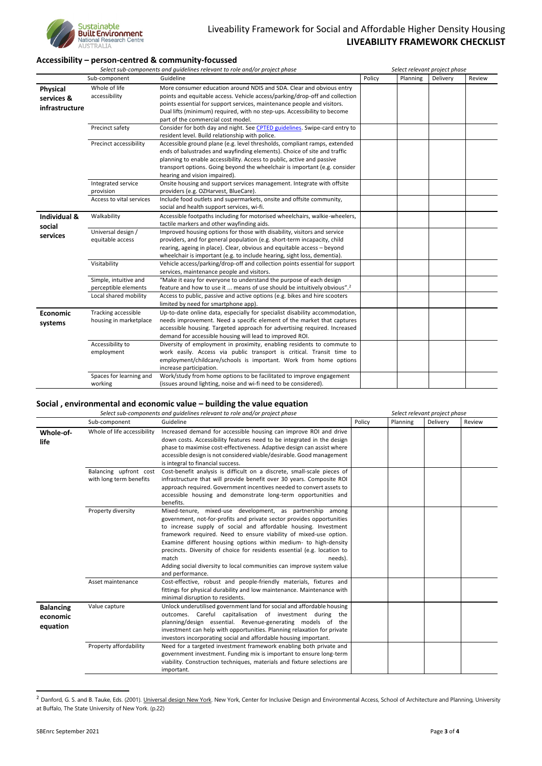## Accessibility – person-centred & community-focussed

*Select sub-components and guidelines relevant to role and/or project phase* | *Select relevant project phase*

| | Sub-component | Guideline | Policy | Planning | Delivery | Review |
|---|---|---|---|---|---|---|
| **Physical services & infrastructure** | Whole of life accessibility | More consumer education around NDIS and SDA. Clear and obvious entry points and equitable access. Vehicle access/parking/drop-off and collection points essential for support services, maintenance people and visitors. Dual lifts (minimum) required, with no step-ups. Accessibility to become part of the commercial cost model. | | | | |
| | Precinct safety | Consider for both day and night. See CPTED guidelines. Swipe-card entry to resident level. Build relationship with police. | | | | |
| | Precinct accessibility | Accessible ground plane (e.g. level thresholds, compliant ramps, extended ends of balustrades and wayfinding elements). Choice of site and traffic planning to enable accessibility. Access to public, active and passive transport options. Going beyond the wheelchair is important (e.g. consider hearing and vision impaired). | | | | |
| | Integrated service provision | Onsite housing and support services management. Integrate with offsite providers (e.g. OZHarvest, BlueCare). | | | | |
| | Access to vital services | Include food outlets and supermarkets, onsite and offsite community, social and health support services, wi-fi. | | | | |
| **Individual & social services** | Walkability | Accessible footpaths including for motorised wheelchairs, walkie-wheelers, tactile markers and other wayfinding aids. | | | | |
| | Universal design / equitable access | Improved housing options for those with disability, visitors and service providers, and for general population (e.g. short-term incapacity, child rearing, ageing in place). Clear, obvious and equitable access – beyond wheelchair is important (e.g. to include hearing, sight loss, dementia). | | | | |
| | Visitability | Vehicle access/parking/drop-off and collection points essential for support services, maintenance people and visitors. | | | | |
| | Simple, intuitive and perceptible elements | "Make it easy for everyone to understand the purpose of each design feature and how to use it ... means of use should be intuitively obvious".[2] | | | | |
| | Local shared mobility | Access to public, passive and active options (e.g. bikes and hire scooters limited by need for smartphone app). | | | | |
| **Economic systems** | Tracking accessible housing in marketplace | Up-to-date online data, especially for specialist disability accommodation, needs improvement. Need a specific element of the market that captures accessible housing. Targeted approach for advertising required. Increased demand for accessible housing will lead to improved ROI. | | | | |
| | Accessibility to employment | Diversity of employment in proximity, enabling residents to commute to work easily. Access via public transport is critical. Transit time to employment/childcare/schools is important. Work from home options increase participation. | | | | |
| | Spaces for learning and working | Work/study from home options to be facilitated to improve engagement (issues around lighting, noise and wi-fi need to be considered). | | | | |

## Social , environmental and economic value – building the value equation

*Select sub-components and guidelines relevant to role and/or project phase* | *Select relevant project phase*

| | Sub-component | Guideline | Policy | Planning | Delivery | Review |
|---|---|---|---|---|---|---|
| **Whole-of-life** | Whole of life accessibility | Increased demand for accessible housing can improve ROI and drive down costs. Accessibility features need to be integrated in the design phase to maximise cost-effectiveness. Adaptive design can assist where accessible design is not considered viable/desirable. Good management is integral to financial success. | | | | |
| | Balancing upfront cost with long term benefits | Cost-benefit analysis is difficult on a discrete, small-scale pieces of infrastructure that will provide benefit over 30 years. Composite ROI approach required. Government incentives needed to convert assets to accessible housing and demonstrate long-term opportunities and benefits. | | | | |
| | Property diversity | Mixed-tenure, mixed-use development, as partnership among government, not-for-profits and private sector provides opportunities to increase supply of social and affordable housing. Investment framework required. Need to ensure viability of mixed-use option. Examine different housing options within medium- to high-density precincts. Diversity of choice for residents essential (e.g. location to match needs). Adding social diversity to local communities can improve system value and performance. | | | | |
| | Asset maintenance | Cost-effective, robust and people-friendly materials, fixtures and fittings for physical durability and low maintenance. Maintenance with minimal disruption to residents. | | | | |
| **Balancing economic equation** | Value capture | Unlock underutilised government land for social and affordable housing outcomes. Careful capitalisation of investment during the planning/design essential. Revenue-generating models of the investment can help with opportunities. Planning relaxation for private investors incorporating social and affordable housing important. | | | | |
| | Property affordability | Need for a targeted investment framework enabling both private and government investment. Funding mix is important to ensure long-term viability. Construction techniques, materials and fixture selections are important. | | | | |

---

[2] Danford, G. S. and B. Tauke, Eds. (2001). Universal design New York. New York, Center for Inclusive Design and Environmental Access, School of Architecture and Planning, University at Buffalo, The State University of New York. (p.22)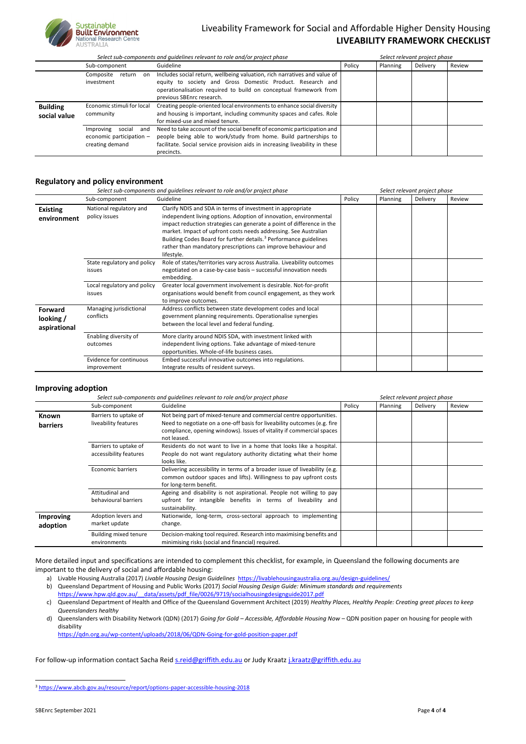| | *Select sub-components and guidelines relevant to role and/or project phase* | | *Select relevant project phase* | | | |
|---|---|---|---|---|---|---|
| | Sub-component | Guideline | Policy | Planning | Delivery | Review |
| | Composite return on investment | Includes social return, wellbeing valuation, rich narratives and value of equity to society and Gross Domestic Product. Research and operationalisation required to build on conceptual framework from previous SBEnrc research. | | | | |
| **Building social value** | Economic stimuli for local community | Creating people-oriented local environments to enhance social diversity and housing is important, including community spaces and cafes. Role for mixed-use and mixed tenure. | | | | |
| | Improving social and economic participation – creating demand | Need to take account of the social benefit of economic participation and people being able to work/study from home. Build partnerships to facilitate. Social service provision aids in increasing liveability in these precincts. | | | | |

## Regulatory and policy environment

| | *Select sub-components and guidelines relevant to role and/or project phase* | | *Select relevant project phase* | | | |
|---|---|---|---|---|---|---|
| | Sub-component | Guideline | Policy | Planning | Delivery | Review |
| **Existing environment** | National regulatory and policy issues | Clarify NDIS and SDA in terms of investment in appropriate independent living options. Adoption of innovation, environmental impact reduction strategies can generate a point of difference in the market. Impact of upfront costs needs addressing. See Australian Building Codes Board for further details.[3] Performance guidelines rather than mandatory prescriptions can improve behaviour and lifestyle. | | | | |
| | State regulatory and policy issues | Role of states/territories vary across Australia. Liveability outcomes negotiated on a case-by-case basis – successful innovation needs embedding. | | | | |
| | Local regulatory and policy issues | Greater local government involvement is desirable. Not-for-profit organisations would benefit from council engagement, as they work to improve outcomes. | | | | |
| **Forward looking / aspirational** | Managing jurisdictional conflicts | Address conflicts between state development codes and local government planning requirements. Operationalise synergies between the local level and federal funding. | | | | |
| | Enabling diversity of outcomes | More clarity around NDIS SDA, with investment linked with independent living options. Take advantage of mixed-tenure opportunities. Whole-of-life business cases. | | | | |
| | Evidence for continuous improvement | Embed successful innovative outcomes into regulations. Integrate results of resident surveys. | | | | |

## Improving adoption

| | *Select sub-components and guidelines relevant to role and/or project phase* | | *Select relevant project phase* | | | |
|---|---|---|---|---|---|---|
| | Sub-component | Guideline | Policy | Planning | Delivery | Review |
| **Known barriers** | Barriers to uptake of liveability features | Not being part of mixed-tenure and commercial centre opportunities. Need to negotiate on a one-off basis for liveability outcomes (e.g. fire compliance, opening windows). Issues of vitality if commercial spaces not leased. | | | | |
| | Barriers to uptake of accessibility features | Residents do not want to live in a home that looks like a hospital. People do not want regulatory authority dictating what their home looks like. | | | | |
| | Economic barriers | Delivering accessibility in terms of a broader issue of liveability (e.g. common outdoor spaces and lifts). Willingness to pay upfront costs for long-term benefit. | | | | |
| | Attitudinal and behavioural barriers | Ageing and disability is not aspirational. People not willing to pay upfront for intangible benefits in terms of liveability and sustainability. | | | | |
| **Improving adoption** | Adoption levers and market update | Nationwide, long-term, cross-sectoral approach to implementing change. | | | | |
| | Building mixed tenure environments | Decision-making tool required. Research into maximising benefits and minimising risks (social and financial) required. | | | | |

More detailed input and specifications are intended to complement this checklist, for example, in Queensland the following documents are important to the delivery of social and affordable housing:

a) Livable Housing Australia (2017) *Livable Housing Design Guidelines* https://livablehousingaustralia.org.au/design-guidelines/
b) Queensland Department of Housing and Public Works (2017) *Social Housing Design Guide: Minimum standards and requirements* https://www.hpw.qld.gov.au/__data/assets/pdf_file/0026/9719/socialhousingdesignguide2017.pdf
c) Queensland Department of Health and Office of the Queensland Government Architect (2019) *Healthy Places, Healthy People: Creating great places to keep Queenslanders healthy*
d) Queenslanders with Disability Network (QDN) (2017) *Going for Gold – Accessible, Affordable Housing Now* – QDN position paper on housing for people with disability https://qdn.org.au/wp-content/uploads/2018/06/QDN-Going-for-gold-position-paper.pdf

For follow-up information contact Sacha Reid s.reid@griffith.edu.au or Judy Kraatz j.kraatz@griffith.edu.au

[3] https://www.abcb.gov.au/resource/report/options-paper-accessible-housing-2018